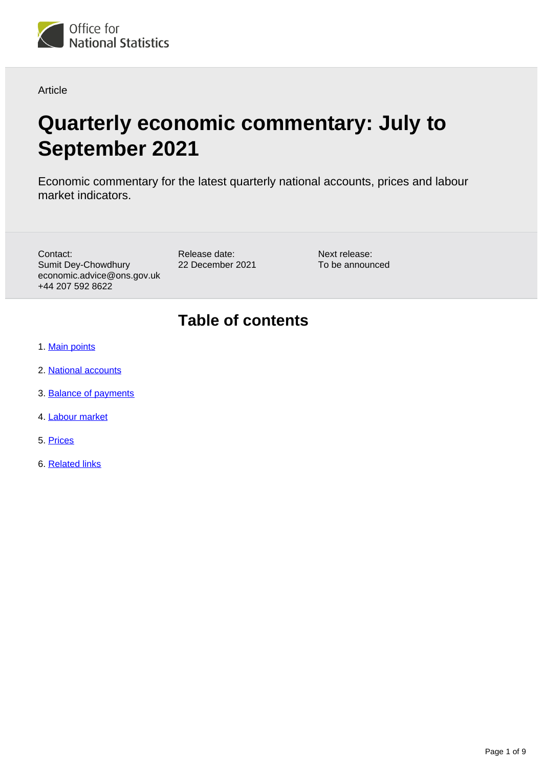Article

# Quarterly economic commentary: July to September 2021

Economic commentary for the latest quarterly national accounts, prices and labour market indicators.

Contact:
Sumit Dey-Chowdhury
economic.advice@ons.gov.uk
+44 207 592 8622

Release date:
22 December 2021

Next release:
To be announced

## Table of contents

1. Main points
2. National accounts
3. Balance of payments
4. Labour market
5. Prices
6. Related links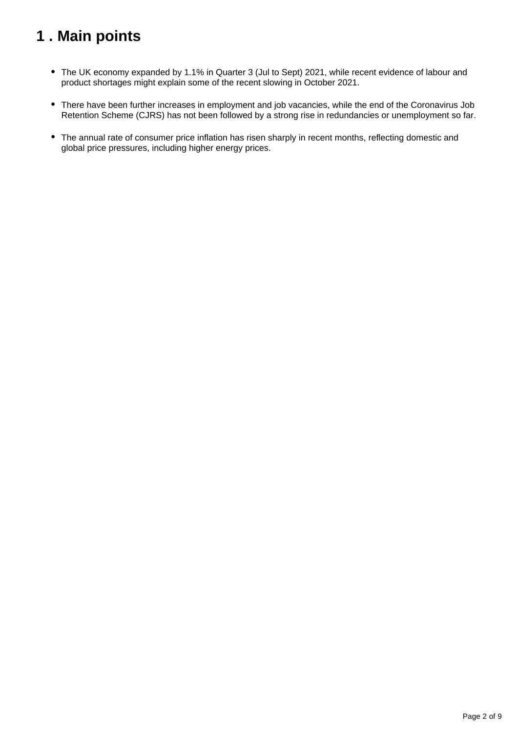# 1 . Main points

- The UK economy expanded by 1.1% in Quarter 3 (Jul to Sept) 2021, while recent evidence of labour and product shortages might explain some of the recent slowing in October 2021.
- There have been further increases in employment and job vacancies, while the end of the Coronavirus Job Retention Scheme (CJRS) has not been followed by a strong rise in redundancies or unemployment so far.
- The annual rate of consumer price inflation has risen sharply in recent months, reflecting domestic and global price pressures, including higher energy prices.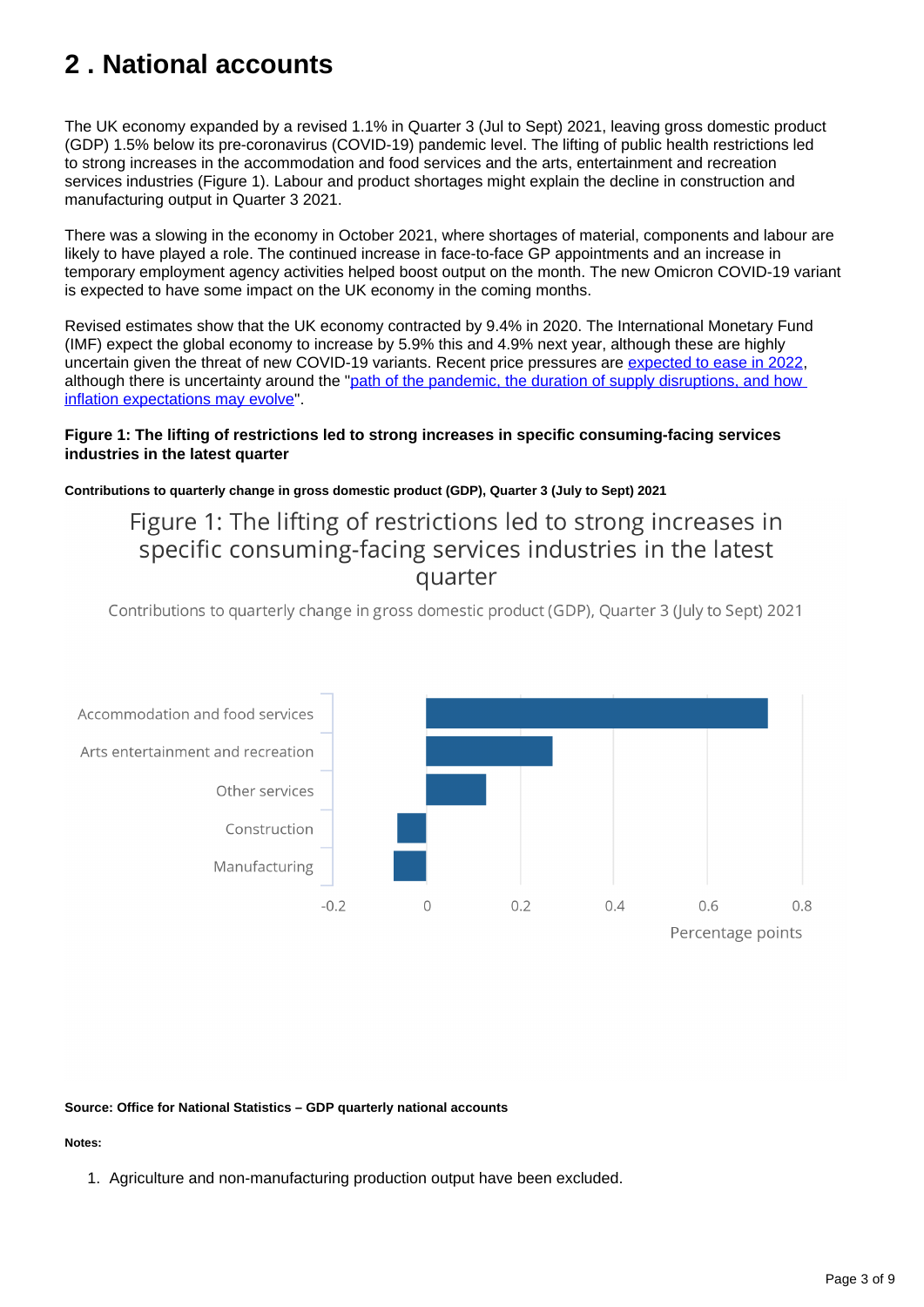## 2 . National accounts

The UK economy expanded by a revised 1.1% in Quarter 3 (Jul to Sept) 2021, leaving gross domestic product (GDP) 1.5% below its pre-coronavirus (COVID-19) pandemic level. The lifting of public health restrictions led to strong increases in the accommodation and food services and the arts, entertainment and recreation services industries (Figure 1). Labour and product shortages might explain the decline in construction and manufacturing output in Quarter 3 2021.

There was a slowing in the economy in October 2021, where shortages of material, components and labour are likely to have played a role. The continued increase in face-to-face GP appointments and an increase in temporary employment agency activities helped boost output on the month. The new Omicron COVID-19 variant is expected to have some impact on the UK economy in the coming months.

Revised estimates show that the UK economy contracted by 9.4% in 2020. The International Monetary Fund (IMF) expect the global economy to increase by 5.9% this and 4.9% next year, although these are highly uncertain given the threat of new COVID-19 variants. Recent price pressures are expected to ease in 2022, although there is uncertainty around the "path of the pandemic, the duration of supply disruptions, and how inflation expectations may evolve".

**Figure 1: The lifting of restrictions led to strong increases in specific consuming-facing services industries in the latest quarter**

**Contributions to quarterly change in gross domestic product (GDP), Quarter 3 (July to Sept) 2021**

Figure 1: The lifting of restrictions led to strong increases in specific consuming-facing services industries in the latest quarter

Contributions to quarterly change in gross domestic product (GDP), Quarter 3 (July to Sept) 2021

| Industry | Percentage points (approx.) |
|---|---|
| Accommodation and food services | 0.73 |
| Arts entertainment and recreation | 0.27 |
| Other services | 0.13 |
| Construction | -0.06 |
| Manufacturing | -0.07 |

**Source: Office for National Statistics – GDP quarterly national accounts**

**Notes:**

1. Agriculture and non-manufacturing production output have been excluded.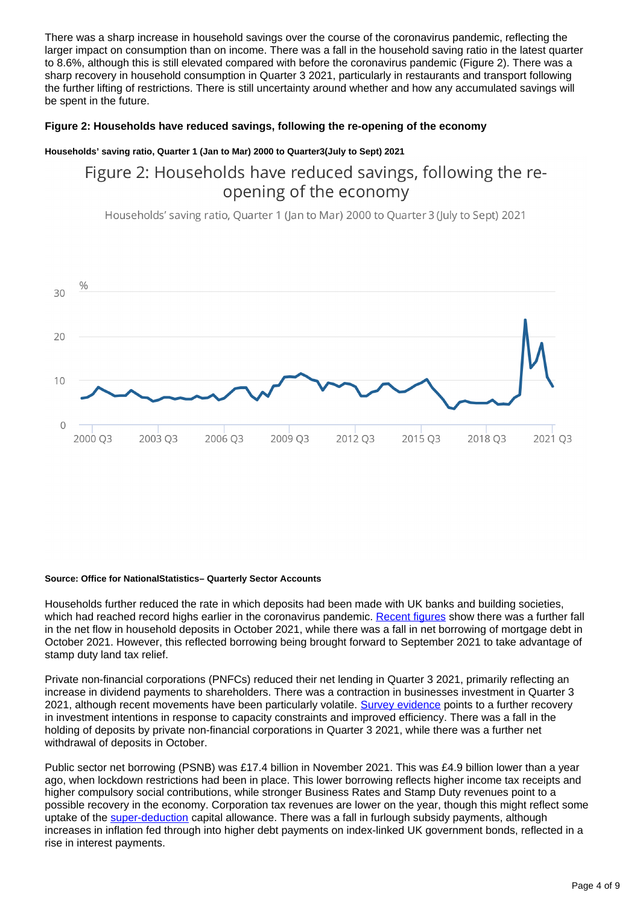There was a sharp increase in household savings over the course of the coronavirus pandemic, reflecting the larger impact on consumption than on income. There was a fall in the household saving ratio in the latest quarter to 8.6%, although this is still elevated compared with before the coronavirus pandemic (Figure 2). There was a sharp recovery in household consumption in Quarter 3 2021, particularly in restaurants and transport following the further lifting of restrictions. There is still uncertainty around whether and how any accumulated savings will be spent in the future.

#### Figure 2: Households have reduced savings, following the re-opening of the economy

##### Households' saving ratio, Quarter 1 (Jan to Mar) 2000 to Quarter3(July to Sept) 2021

Figure 2: Households have reduced savings, following the re-opening of the economy

Households' saving ratio, Quarter 1 (Jan to Mar) 2000 to Quarter 3 (July to Sept) 2021

##### Source: Office for NationalStatistics– Quarterly Sector Accounts

Households further reduced the rate in which deposits had been made with UK banks and building societies, which had reached record highs earlier in the coronavirus pandemic. [Recent figures](#) show there was a further fall in the net flow in household deposits in October 2021, while there was a fall in net borrowing of mortgage debt in October 2021. However, this reflected borrowing being brought forward to September 2021 to take advantage of stamp duty land tax relief.

Private non-financial corporations (PNFCs) reduced their net lending in Quarter 3 2021, primarily reflecting an increase in dividend payments to shareholders. There was a contraction in businesses investment in Quarter 3 2021, although recent movements have been particularly volatile. [Survey evidence](#) points to a further recovery in investment intentions in response to capacity constraints and improved efficiency. There was a fall in the holding of deposits by private non-financial corporations in Quarter 3 2021, while there was a further net withdrawal of deposits in October.

Public sector net borrowing (PSNB) was £17.4 billion in November 2021. This was £4.9 billion lower than a year ago, when lockdown restrictions had been in place. This lower borrowing reflects higher income tax receipts and higher compulsory social contributions, while stronger Business Rates and Stamp Duty revenues point to a possible recovery in the economy. Corporation tax revenues are lower on the year, though this might reflect some uptake of the [super-deduction](#) capital allowance. There was a fall in furlough subsidy payments, although increases in inflation fed through into higher debt payments on index-linked UK government bonds, reflected in a rise in interest payments.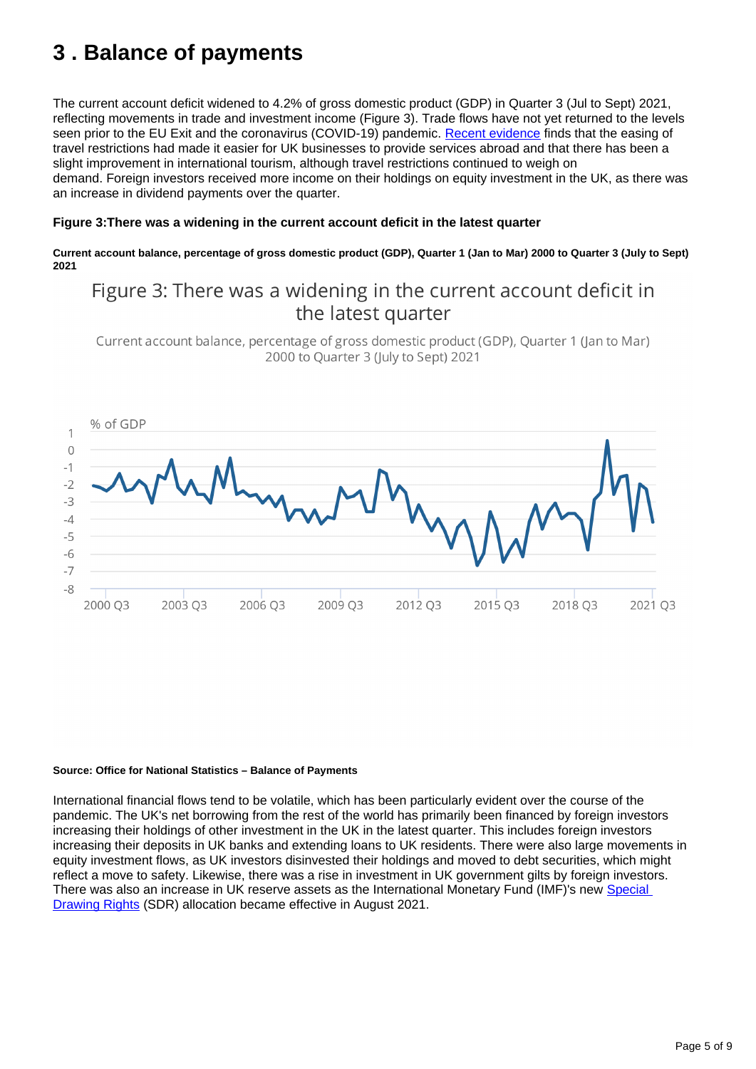# 3 . Balance of payments

The current account deficit widened to 4.2% of gross domestic product (GDP) in Quarter 3 (Jul to Sept) 2021, reflecting movements in trade and investment income (Figure 3). Trade flows have not yet returned to the levels seen prior to the EU Exit and the coronavirus (COVID-19) pandemic. Recent evidence finds that the easing of travel restrictions had made it easier for UK businesses to provide services abroad and that there has been a slight improvement in international tourism, although travel restrictions continued to weigh on demand. Foreign investors received more income on their holdings on equity investment in the UK, as there was an increase in dividend payments over the quarter.

**Figure 3:There was a widening in the current account deficit in the latest quarter**

**Current account balance, percentage of gross domestic product (GDP), Quarter 1 (Jan to Mar) 2000 to Quarter 3 (July to Sept) 2021**

**Source: Office for National Statistics – Balance of Payments**

International financial flows tend to be volatile, which has been particularly evident over the course of the pandemic. The UK's net borrowing from the rest of the world has primarily been financed by foreign investors increasing their holdings of other investment in the UK in the latest quarter. This includes foreign investors increasing their deposits in UK banks and extending loans to UK residents. There were also large movements in equity investment flows, as UK investors disinvested their holdings and moved to debt securities, which might reflect a move to safety. Likewise, there was a rise in investment in UK government gilts by foreign investors. There was also an increase in UK reserve assets as the International Monetary Fund (IMF)'s new Special Drawing Rights (SDR) allocation became effective in August 2021.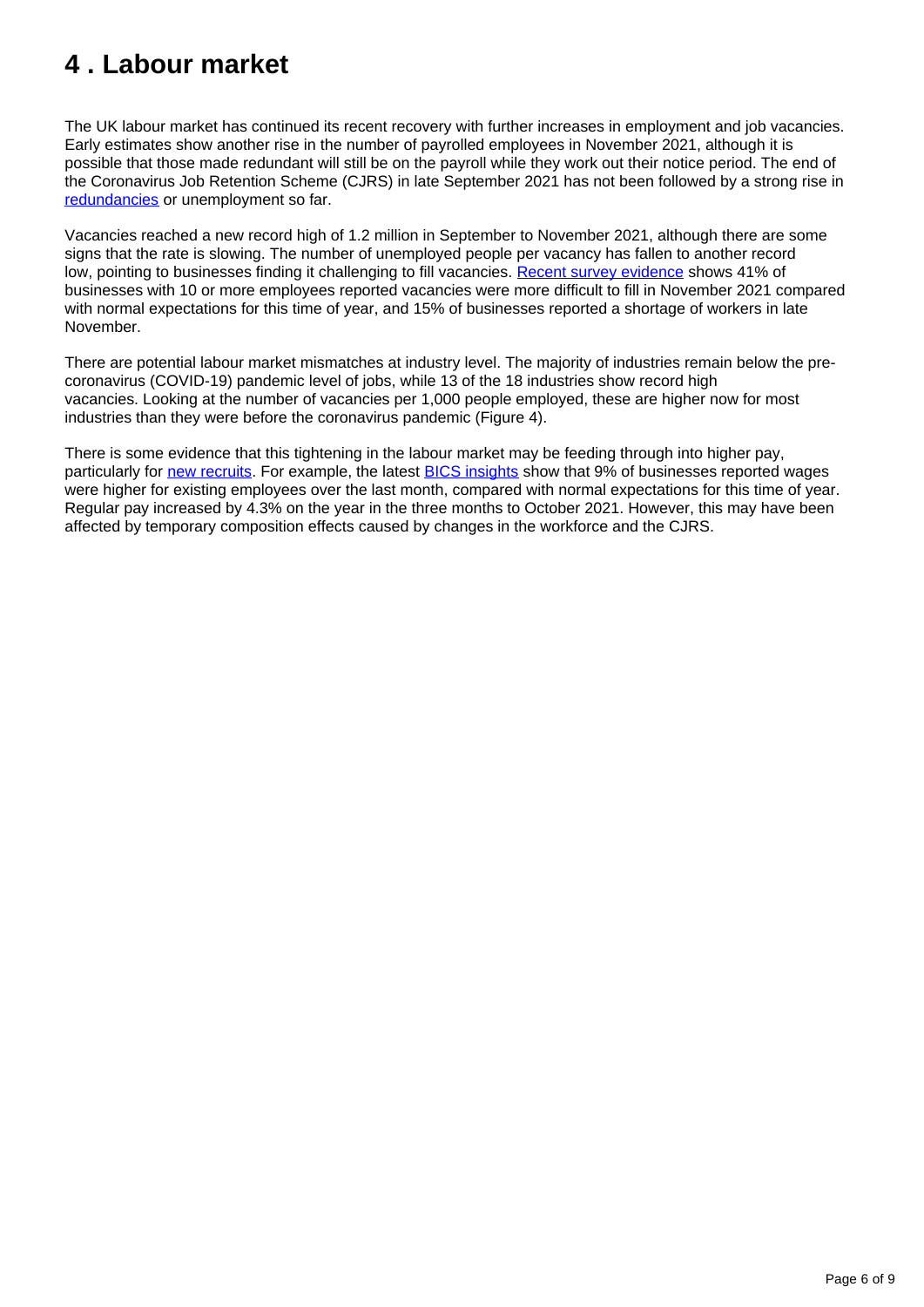# 4 . Labour market

The UK labour market has continued its recent recovery with further increases in employment and job vacancies. Early estimates show another rise in the number of payrolled employees in November 2021, although it is possible that those made redundant will still be on the payroll while they work out their notice period. The end of the Coronavirus Job Retention Scheme (CJRS) in late September 2021 has not been followed by a strong rise in redundancies or unemployment so far.

Vacancies reached a new record high of 1.2 million in September to November 2021, although there are some signs that the rate is slowing. The number of unemployed people per vacancy has fallen to another record low, pointing to businesses finding it challenging to fill vacancies. Recent survey evidence shows 41% of businesses with 10 or more employees reported vacancies were more difficult to fill in November 2021 compared with normal expectations for this time of year, and 15% of businesses reported a shortage of workers in late November.

There are potential labour market mismatches at industry level. The majority of industries remain below the pre-coronavirus (COVID-19) pandemic level of jobs, while 13 of the 18 industries show record high vacancies. Looking at the number of vacancies per 1,000 people employed, these are higher now for most industries than they were before the coronavirus pandemic (Figure 4).

There is some evidence that this tightening in the labour market may be feeding through into higher pay, particularly for new recruits. For example, the latest BICS insights show that 9% of businesses reported wages were higher for existing employees over the last month, compared with normal expectations for this time of year. Regular pay increased by 4.3% on the year in the three months to October 2021. However, this may have been affected by temporary composition effects caused by changes in the workforce and the CJRS.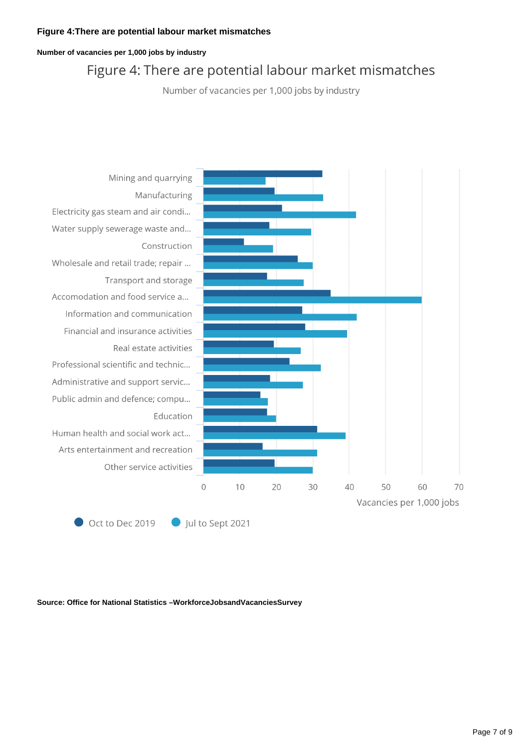**Figure 4:There are potential labour market mismatches**

**Number of vacancies per 1,000 jobs by industry**

Figure 4: There are potential labour market mismatches

Number of vacancies per 1,000 jobs by industry

| Industry | Oct to Dec 2019 | Jul to Sept 2021 |
|---|---|---|
| Mining and quarrying | | |
| Manufacturing | | |
| Electricity gas steam and air condi... | | |
| Water supply sewerage waste and... | | |
| Construction | | |
| Wholesale and retail trade; repair ... | | |
| Transport and storage | | |
| Accomodation and food service a... | | |
| Information and communication | | |
| Financial and insurance activities | | |
| Real estate activities | | |
| Professional scientific and technic... | | |
| Administrative and support servic... | | |
| Public admin and defence; compu... | | |
| Education | | |
| Human health and social work act... | | |
| Arts entertainment and recreation | | |
| Other service activities | | |

Vacancies per 1,000 jobs (axis: 0, 10, 20, 30, 40, 50, 60, 70)

Oct to Dec 2019 | Jul to Sept 2021

**Source: Office for National Statistics –WorkforceJobsandVacanciesSurvey**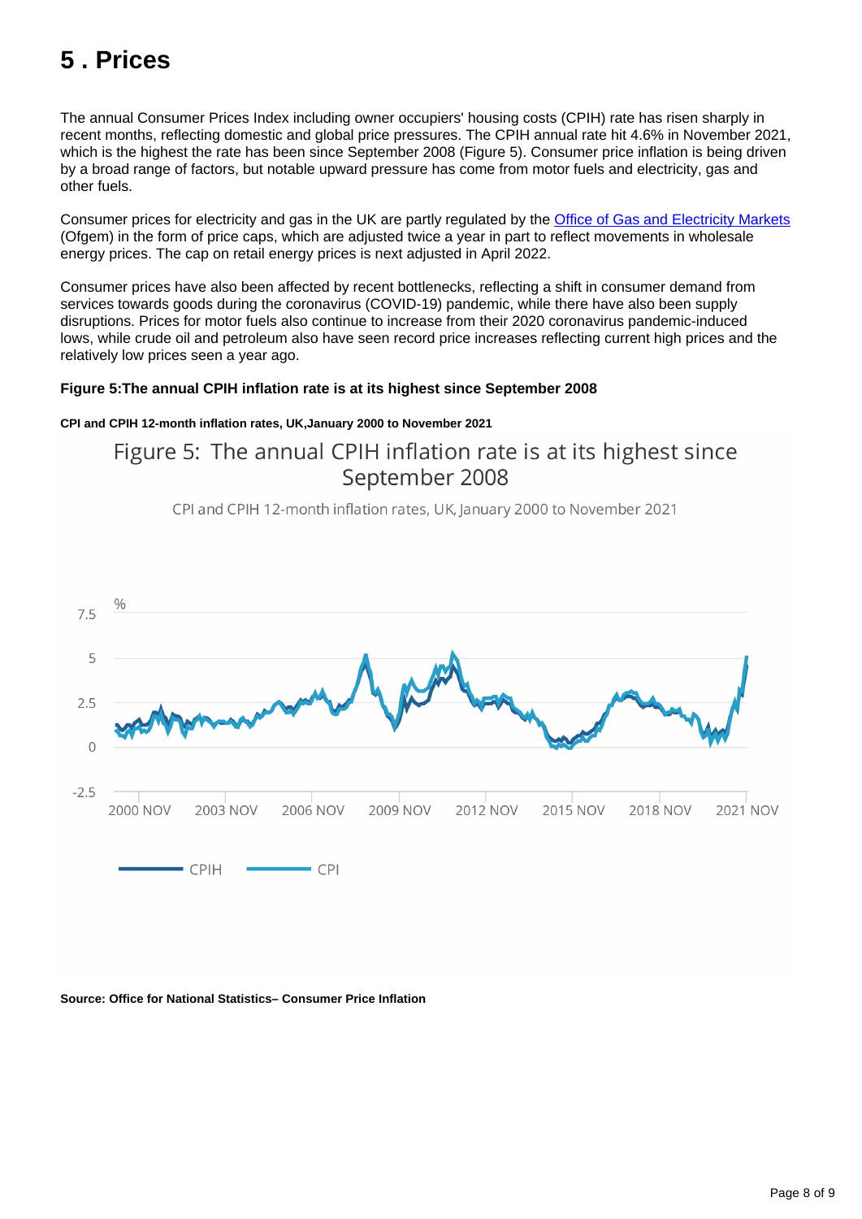# 5 . Prices

The annual Consumer Prices Index including owner occupiers' housing costs (CPIH) rate has risen sharply in recent months, reflecting domestic and global price pressures. The CPIH annual rate hit 4.6% in November 2021, which is the highest the rate has been since September 2008 (Figure 5). Consumer price inflation is being driven by a broad range of factors, but notable upward pressure has come from motor fuels and electricity, gas and other fuels.

Consumer prices for electricity and gas in the UK are partly regulated by the [Office of Gas and Electricity Markets](#) (Ofgem) in the form of price caps, which are adjusted twice a year in part to reflect movements in wholesale energy prices. The cap on retail energy prices is next adjusted in April 2022.

Consumer prices have also been affected by recent bottlenecks, reflecting a shift in consumer demand from services towards goods during the coronavirus (COVID-19) pandemic, while there have also been supply disruptions. Prices for motor fuels also continue to increase from their 2020 coronavirus pandemic-induced lows, while crude oil and petroleum also have seen record price increases reflecting current high prices and the relatively low prices seen a year ago.

**Figure 5:The annual CPIH inflation rate is at its highest since September 2008**

**CPI and CPIH 12-month inflation rates, UK,January 2000 to November 2021**

**Source: Office for National Statistics– Consumer Price Inflation**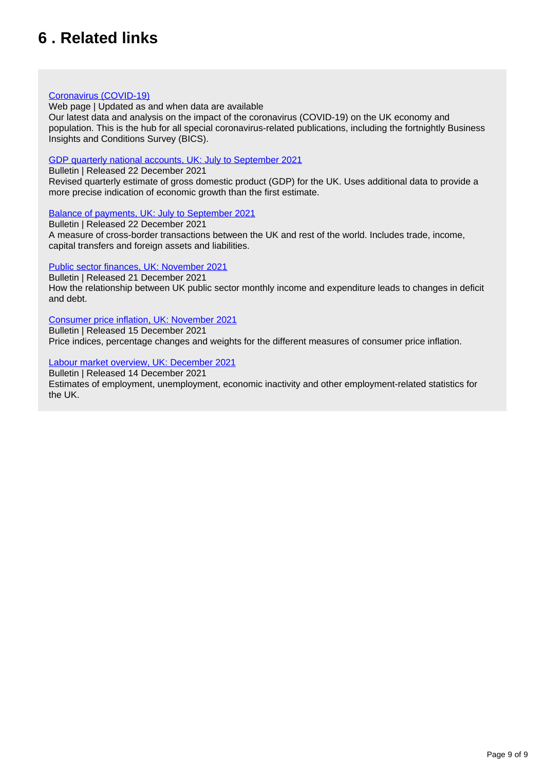## 6 . Related links

[Coronavirus (COVID-19)]
Web page | Updated as and when data are available
Our latest data and analysis on the impact of the coronavirus (COVID-19) on the UK economy and population. This is the hub for all special coronavirus-related publications, including the fortnightly Business Insights and Conditions Survey (BICS).

[GDP quarterly national accounts, UK: July to September 2021]
Bulletin | Released 22 December 2021
Revised quarterly estimate of gross domestic product (GDP) for the UK. Uses additional data to provide a more precise indication of economic growth than the first estimate.

[Balance of payments, UK: July to September 2021]
Bulletin | Released 22 December 2021
A measure of cross-border transactions between the UK and rest of the world. Includes trade, income, capital transfers and foreign assets and liabilities.

[Public sector finances, UK: November 2021]
Bulletin | Released 21 December 2021
How the relationship between UK public sector monthly income and expenditure leads to changes in deficit and debt.

[Consumer price inflation, UK: November 2021]
Bulletin | Released 15 December 2021
Price indices, percentage changes and weights for the different measures of consumer price inflation.

[Labour market overview, UK: December 2021]
Bulletin | Released 14 December 2021
Estimates of employment, unemployment, economic inactivity and other employment-related statistics for the UK.